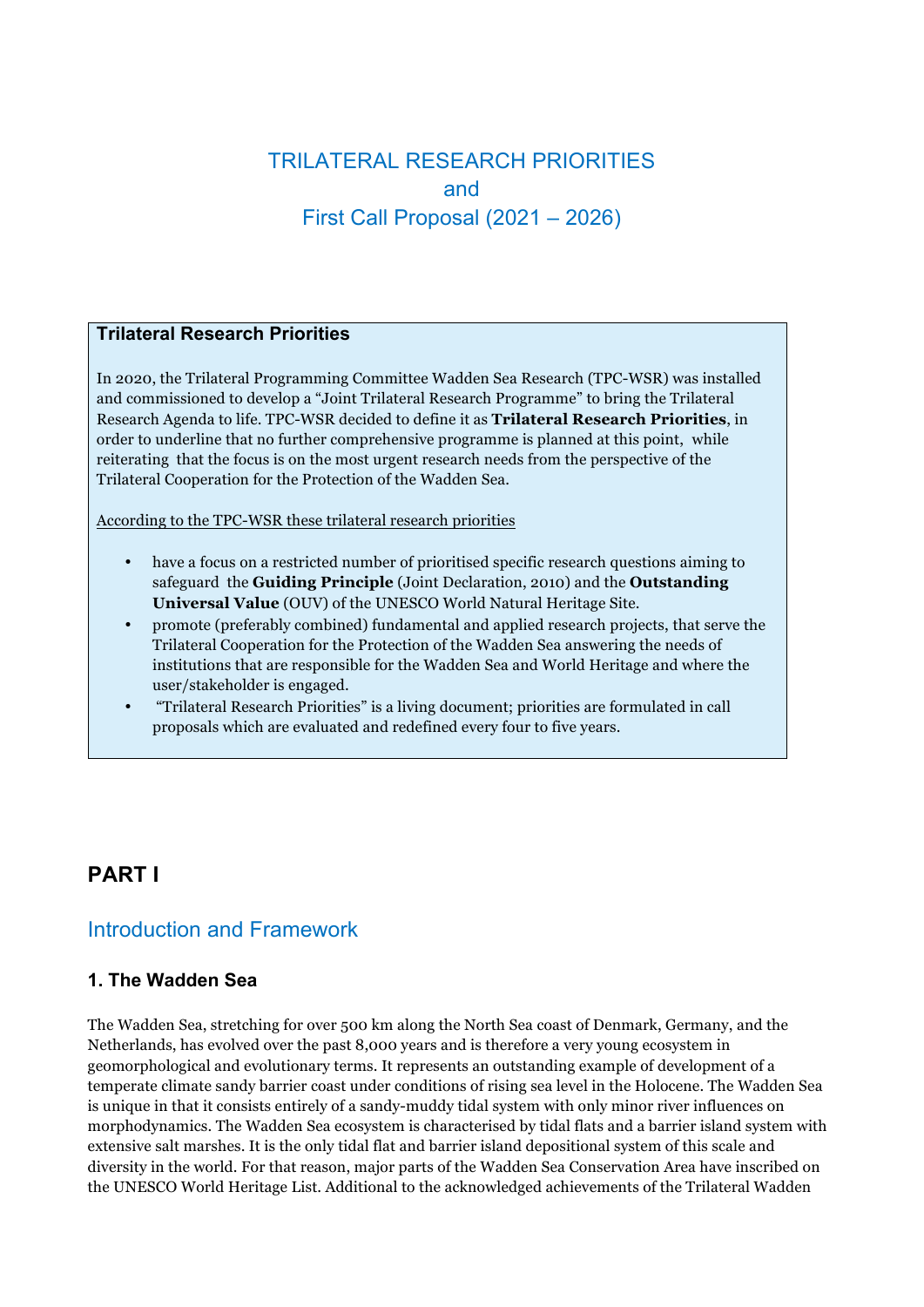# TRILATERAL RESEARCH PRIORITIES and First Call Proposal (2021 – 2026)

**Trilateral Research Priorities**

In 2020, the Trilateral Programming Committee Wadden Sea Research (TPC-WSR) was installed and commissioned to develop a "Joint Trilateral Research Programme" to bring the Trilateral Research Agenda to life. TPC-WSR decided to define it as **Trilateral Research Priorities**, in order to underline that no further comprehensive programme is planned at this point, while reiterating that the focus is on the most urgent research needs from the perspective of the Trilateral Cooperation for the Protection of the Wadden Sea.

According to the TPC-WSR these trilateral research priorities

- have a focus on a restricted number of prioritised specific research questions aiming to safeguard the **Guiding Principle** (Joint Declaration, 2010) and the **Outstanding Universal Value** (OUV) of the UNESCO World Natural Heritage Site.
- promote (preferably combined) fundamental and applied research projects, that serve the Trilateral Cooperation for the Protection of the Wadden Sea answering the needs of institutions that are responsible for the Wadden Sea and World Heritage and where the user/stakeholder is engaged.
- "Trilateral Research Priorities" is a living document; priorities are formulated in call proposals which are evaluated and redefined every four to five years.

## PART I

## Introduction and Framework

### 1. The Wadden Sea

The Wadden Sea, stretching for over 500 km along the North Sea coast of Denmark, Germany, and the Netherlands, has evolved over the past 8,000 years and is therefore a very young ecosystem in geomorphological and evolutionary terms. It represents an outstanding example of development of a temperate climate sandy barrier coast under conditions of rising sea level in the Holocene. The Wadden Sea is unique in that it consists entirely of a sandy-muddy tidal system with only minor river influences on morphodynamics. The Wadden Sea ecosystem is characterised by tidal flats and a barrier island system with extensive salt marshes. It is the only tidal flat and barrier island depositional system of this scale and diversity in the world. For that reason, major parts of the Wadden Sea Conservation Area have inscribed on the UNESCO World Heritage List. Additional to the acknowledged achievements of the Trilateral Wadden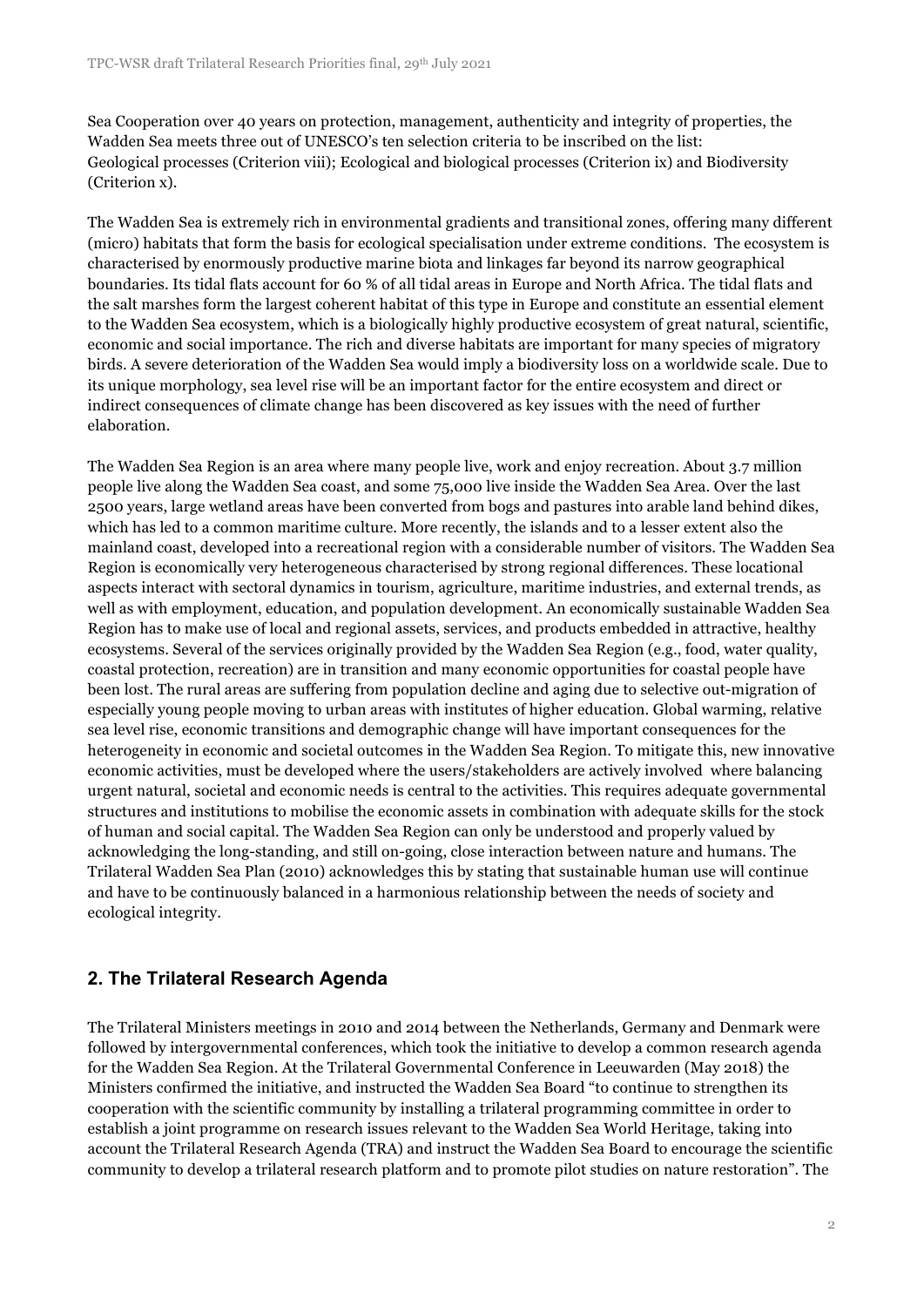Sea Cooperation over 40 years on protection, management, authenticity and integrity of properties, the Wadden Sea meets three out of UNESCO's ten selection criteria to be inscribed on the list: Geological processes (Criterion viii); Ecological and biological processes (Criterion ix) and Biodiversity (Criterion x).

The Wadden Sea is extremely rich in environmental gradients and transitional zones, offering many different (micro) habitats that form the basis for ecological specialisation under extreme conditions. The ecosystem is characterised by enormously productive marine biota and linkages far beyond its narrow geographical boundaries. Its tidal flats account for 60 % of all tidal areas in Europe and North Africa. The tidal flats and the salt marshes form the largest coherent habitat of this type in Europe and constitute an essential element to the Wadden Sea ecosystem, which is a biologically highly productive ecosystem of great natural, scientific, economic and social importance. The rich and diverse habitats are important for many species of migratory birds. A severe deterioration of the Wadden Sea would imply a biodiversity loss on a worldwide scale. Due to its unique morphology, sea level rise will be an important factor for the entire ecosystem and direct or indirect consequences of climate change has been discovered as key issues with the need of further elaboration.

The Wadden Sea Region is an area where many people live, work and enjoy recreation. About 3.7 million people live along the Wadden Sea coast, and some 75,000 live inside the Wadden Sea Area. Over the last 2500 years, large wetland areas have been converted from bogs and pastures into arable land behind dikes, which has led to a common maritime culture. More recently, the islands and to a lesser extent also the mainland coast, developed into a recreational region with a considerable number of visitors. The Wadden Sea Region is economically very heterogeneous characterised by strong regional differences. These locational aspects interact with sectoral dynamics in tourism, agriculture, maritime industries, and external trends, as well as with employment, education, and population development. An economically sustainable Wadden Sea Region has to make use of local and regional assets, services, and products embedded in attractive, healthy ecosystems. Several of the services originally provided by the Wadden Sea Region (e.g., food, water quality, coastal protection, recreation) are in transition and many economic opportunities for coastal people have been lost. The rural areas are suffering from population decline and aging due to selective out-migration of especially young people moving to urban areas with institutes of higher education. Global warming, relative sea level rise, economic transitions and demographic change will have important consequences for the heterogeneity in economic and societal outcomes in the Wadden Sea Region. To mitigate this, new innovative economic activities, must be developed where the users/stakeholders are actively involved where balancing urgent natural, societal and economic needs is central to the activities. This requires adequate governmental structures and institutions to mobilise the economic assets in combination with adequate skills for the stock of human and social capital. The Wadden Sea Region can only be understood and properly valued by acknowledging the long-standing, and still on-going, close interaction between nature and humans. The Trilateral Wadden Sea Plan (2010) acknowledges this by stating that sustainable human use will continue and have to be continuously balanced in a harmonious relationship between the needs of society and ecological integrity.

## 2. The Trilateral Research Agenda

The Trilateral Ministers meetings in 2010 and 2014 between the Netherlands, Germany and Denmark were followed by intergovernmental conferences, which took the initiative to develop a common research agenda for the Wadden Sea Region. At the Trilateral Governmental Conference in Leeuwarden (May 2018) the Ministers confirmed the initiative, and instructed the Wadden Sea Board "to continue to strengthen its cooperation with the scientific community by installing a trilateral programming committee in order to establish a joint programme on research issues relevant to the Wadden Sea World Heritage, taking into account the Trilateral Research Agenda (TRA) and instruct the Wadden Sea Board to encourage the scientific community to develop a trilateral research platform and to promote pilot studies on nature restoration". The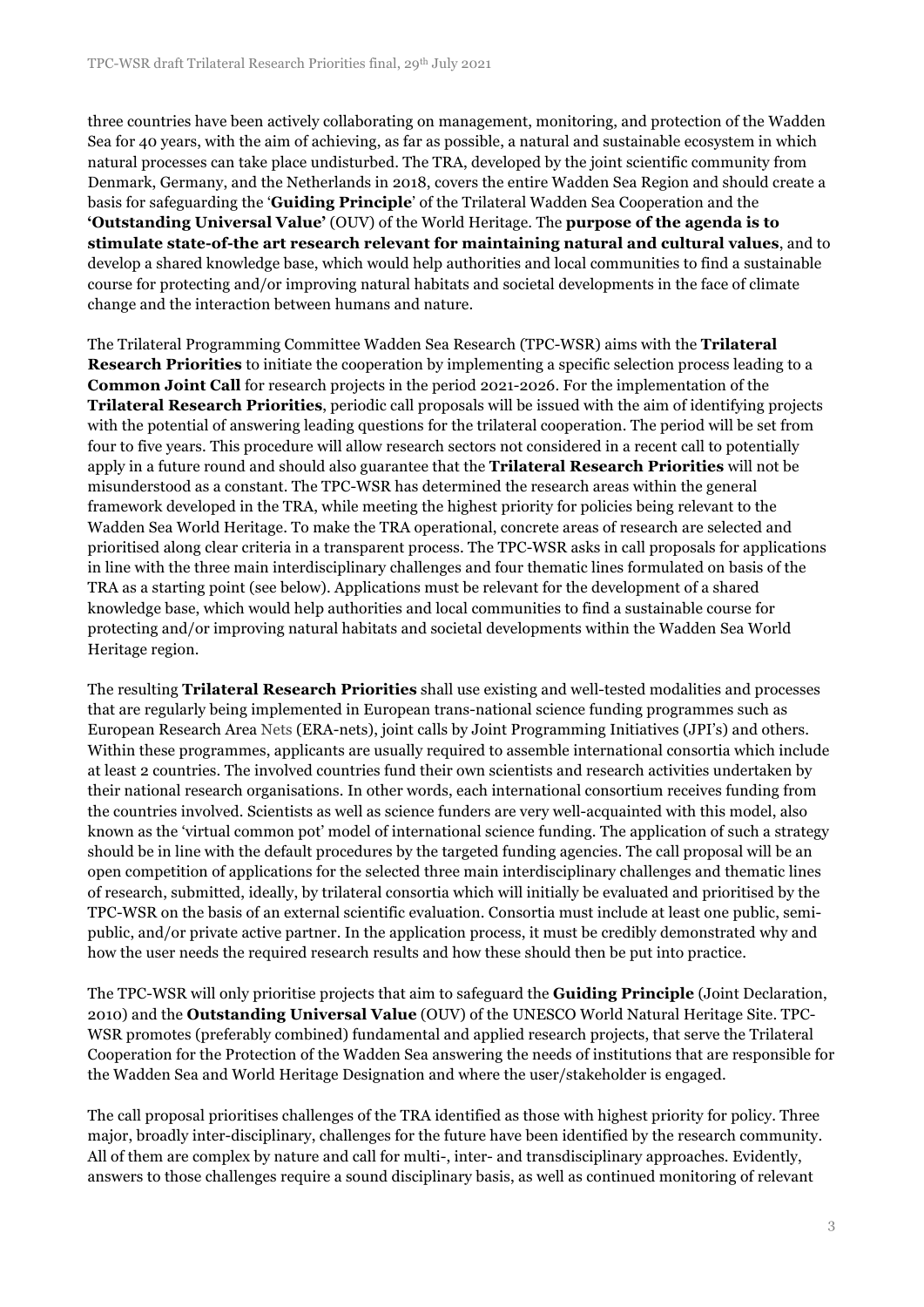three countries have been actively collaborating on management, monitoring, and protection of the Wadden Sea for 40 years, with the aim of achieving, as far as possible, a natural and sustainable ecosystem in which natural processes can take place undisturbed. The TRA, developed by the joint scientific community from Denmark, Germany, and the Netherlands in 2018, covers the entire Wadden Sea Region and should create a basis for safeguarding the '**Guiding Principle**' of the Trilateral Wadden Sea Cooperation and the **'Outstanding Universal Value'** (OUV) of the World Heritage. The **purpose of the agenda is to stimulate state-of-the art research relevant for maintaining natural and cultural values**, and to develop a shared knowledge base, which would help authorities and local communities to find a sustainable course for protecting and/or improving natural habitats and societal developments in the face of climate change and the interaction between humans and nature.

The Trilateral Programming Committee Wadden Sea Research (TPC-WSR) aims with the **Trilateral Research Priorities** to initiate the cooperation by implementing a specific selection process leading to a **Common Joint Call** for research projects in the period 2021-2026. For the implementation of the **Trilateral Research Priorities**, periodic call proposals will be issued with the aim of identifying projects with the potential of answering leading questions for the trilateral cooperation. The period will be set from four to five years. This procedure will allow research sectors not considered in a recent call to potentially apply in a future round and should also guarantee that the **Trilateral Research Priorities** will not be misunderstood as a constant. The TPC-WSR has determined the research areas within the general framework developed in the TRA, while meeting the highest priority for policies being relevant to the Wadden Sea World Heritage. To make the TRA operational, concrete areas of research are selected and prioritised along clear criteria in a transparent process. The TPC-WSR asks in call proposals for applications in line with the three main interdisciplinary challenges and four thematic lines formulated on basis of the TRA as a starting point (see below). Applications must be relevant for the development of a shared knowledge base, which would help authorities and local communities to find a sustainable course for protecting and/or improving natural habitats and societal developments within the Wadden Sea World Heritage region.

The resulting **Trilateral Research Priorities** shall use existing and well-tested modalities and processes that are regularly being implemented in European trans-national science funding programmes such as European Research Area Nets (ERA-nets), joint calls by Joint Programming Initiatives (JPI's) and others. Within these programmes, applicants are usually required to assemble international consortia which include at least 2 countries. The involved countries fund their own scientists and research activities undertaken by their national research organisations. In other words, each international consortium receives funding from the countries involved. Scientists as well as science funders are very well-acquainted with this model, also known as the 'virtual common pot' model of international science funding. The application of such a strategy should be in line with the default procedures by the targeted funding agencies. The call proposal will be an open competition of applications for the selected three main interdisciplinary challenges and thematic lines of research, submitted, ideally, by trilateral consortia which will initially be evaluated and prioritised by the TPC-WSR on the basis of an external scientific evaluation. Consortia must include at least one public, semi-public, and/or private active partner. In the application process, it must be credibly demonstrated why and how the user needs the required research results and how these should then be put into practice.

The TPC-WSR will only prioritise projects that aim to safeguard the **Guiding Principle** (Joint Declaration, 2010) and the **Outstanding Universal Value** (OUV) of the UNESCO World Natural Heritage Site. TPC-WSR promotes (preferably combined) fundamental and applied research projects, that serve the Trilateral Cooperation for the Protection of the Wadden Sea answering the needs of institutions that are responsible for the Wadden Sea and World Heritage Designation and where the user/stakeholder is engaged.

The call proposal prioritises challenges of the TRA identified as those with highest priority for policy. Three major, broadly inter-disciplinary, challenges for the future have been identified by the research community. All of them are complex by nature and call for multi-, inter- and transdisciplinary approaches. Evidently, answers to those challenges require a sound disciplinary basis, as well as continued monitoring of relevant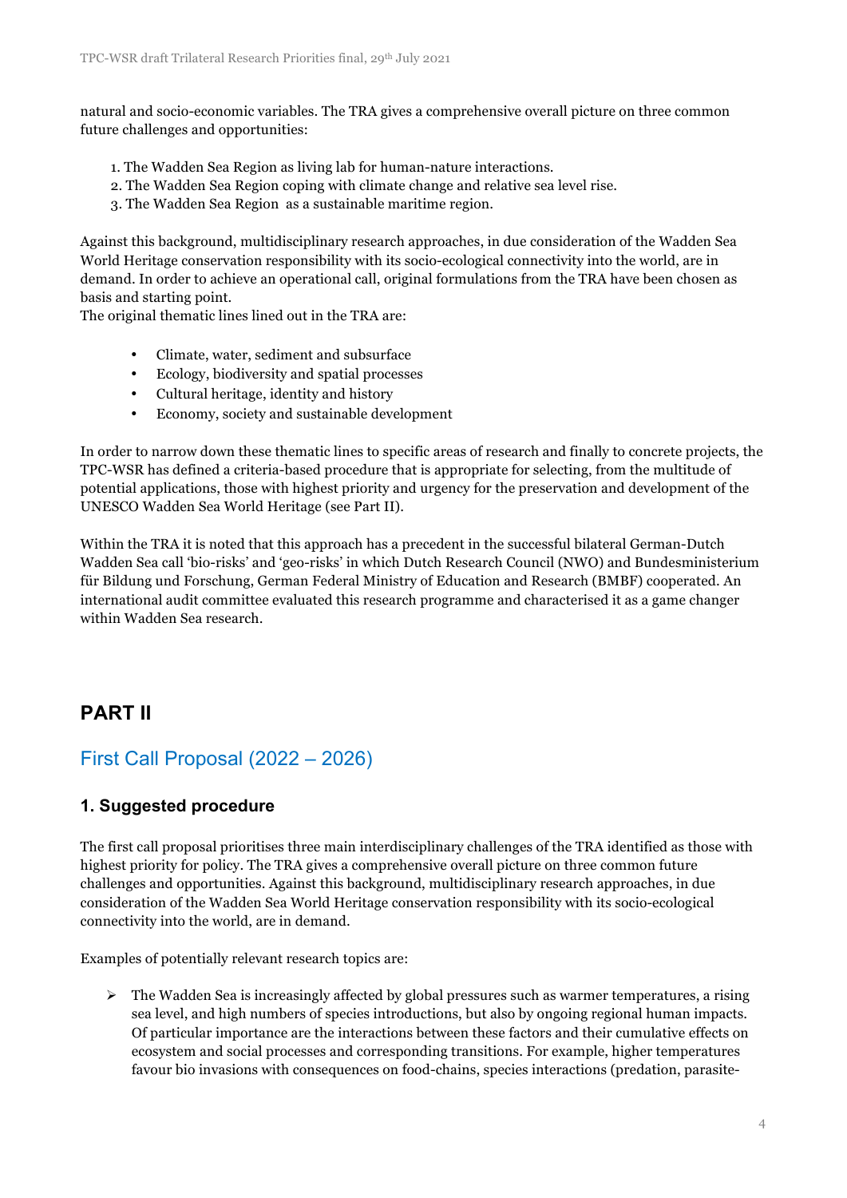natural and socio-economic variables. The TRA gives a comprehensive overall picture on three common future challenges and opportunities:

1. The Wadden Sea Region as living lab for human-nature interactions.
2. The Wadden Sea Region coping with climate change and relative sea level rise.
3. The Wadden Sea Region  as a sustainable maritime region.

Against this background, multidisciplinary research approaches, in due consideration of the Wadden Sea World Heritage conservation responsibility with its socio-ecological connectivity into the world, are in demand. In order to achieve an operational call, original formulations from the TRA have been chosen as basis and starting point.
The original thematic lines lined out in the TRA are:

- Climate, water, sediment and subsurface
- Ecology, biodiversity and spatial processes
- Cultural heritage, identity and history
- Economy, society and sustainable development

In order to narrow down these thematic lines to specific areas of research and finally to concrete projects, the TPC-WSR has defined a criteria-based procedure that is appropriate for selecting, from the multitude of potential applications, those with highest priority and urgency for the preservation and development of the UNESCO Wadden Sea World Heritage (see Part II).

Within the TRA it is noted that this approach has a precedent in the successful bilateral German-Dutch Wadden Sea call 'bio-risks' and 'geo-risks' in which Dutch Research Council (NWO) and Bundesministerium für Bildung und Forschung, German Federal Ministry of Education and Research (BMBF) cooperated. An international audit committee evaluated this research programme and characterised it as a game changer within Wadden Sea research.

# PART II

## First Call Proposal (2022 – 2026)

### 1. Suggested procedure

The first call proposal prioritises three main interdisciplinary challenges of the TRA identified as those with highest priority for policy. The TRA gives a comprehensive overall picture on three common future challenges and opportunities. Against this background, multidisciplinary research approaches, in due consideration of the Wadden Sea World Heritage conservation responsibility with its socio-ecological connectivity into the world, are in demand.

Examples of potentially relevant research topics are:

- The Wadden Sea is increasingly affected by global pressures such as warmer temperatures, a rising sea level, and high numbers of species introductions, but also by ongoing regional human impacts. Of particular importance are the interactions between these factors and their cumulative effects on ecosystem and social processes and corresponding transitions. For example, higher temperatures favour bio invasions with consequences on food-chains, species interactions (predation, parasite-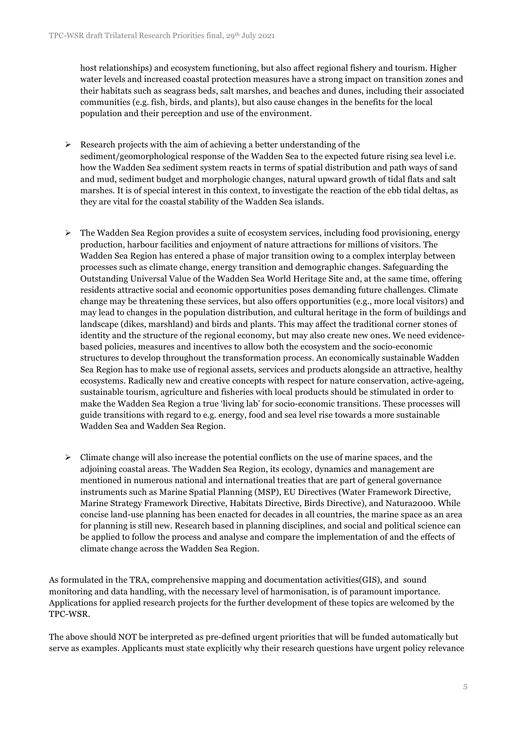host relationships) and ecosystem functioning, but also affect regional fishery and tourism. Higher water levels and increased coastal protection measures have a strong impact on transition zones and their habitats such as seagrass beds, salt marshes, and beaches and dunes, including their associated communities (e.g. fish, birds, and plants), but also cause changes in the benefits for the local population and their perception and use of the environment.

- Research projects with the aim of achieving a better understanding of the sediment/geomorphological response of the Wadden Sea to the expected future rising sea level i.e. how the Wadden Sea sediment system reacts in terms of spatial distribution and path ways of sand and mud, sediment budget and morphologic changes, natural upward growth of tidal flats and salt marshes. It is of special interest in this context, to investigate the reaction of the ebb tidal deltas, as they are vital for the coastal stability of the Wadden Sea islands.

- The Wadden Sea Region provides a suite of ecosystem services, including food provisioning, energy production, harbour facilities and enjoyment of nature attractions for millions of visitors. The Wadden Sea Region has entered a phase of major transition owing to a complex interplay between processes such as climate change, energy transition and demographic changes. Safeguarding the Outstanding Universal Value of the Wadden Sea World Heritage Site and, at the same time, offering residents attractive social and economic opportunities poses demanding future challenges. Climate change may be threatening these services, but also offers opportunities (e.g., more local visitors) and may lead to changes in the population distribution, and cultural heritage in the form of buildings and landscape (dikes, marshland) and birds and plants. This may affect the traditional corner stones of identity and the structure of the regional economy, but may also create new ones. We need evidence-based policies, measures and incentives to allow both the ecosystem and the socio-economic structures to develop throughout the transformation process. An economically sustainable Wadden Sea Region has to make use of regional assets, services and products alongside an attractive, healthy ecosystems. Radically new and creative concepts with respect for nature conservation, active-ageing, sustainable tourism, agriculture and fisheries with local products should be stimulated in order to make the Wadden Sea Region a true 'living lab' for socio-economic transitions. These processes will guide transitions with regard to e.g. energy, food and sea level rise towards a more sustainable Wadden Sea and Wadden Sea Region.

- Climate change will also increase the potential conflicts on the use of marine spaces, and the adjoining coastal areas. The Wadden Sea Region, its ecology, dynamics and management are mentioned in numerous national and international treaties that are part of general governance instruments such as Marine Spatial Planning (MSP), EU Directives (Water Framework Directive, Marine Strategy Framework Directive, Habitats Directive, Birds Directive), and Natura2000. While concise land-use planning has been enacted for decades in all countries, the marine space as an area for planning is still new. Research based in planning disciplines, and social and political science can be applied to follow the process and analyse and compare the implementation of and the effects of climate change across the Wadden Sea Region.

As formulated in the TRA, comprehensive mapping and documentation activities(GIS), and sound monitoring and data handling, with the necessary level of harmonisation, is of paramount importance. Applications for applied research projects for the further development of these topics are welcomed by the TPC-WSR.

The above should NOT be interpreted as pre-defined urgent priorities that will be funded automatically but serve as examples. Applicants must state explicitly why their research questions have urgent policy relevance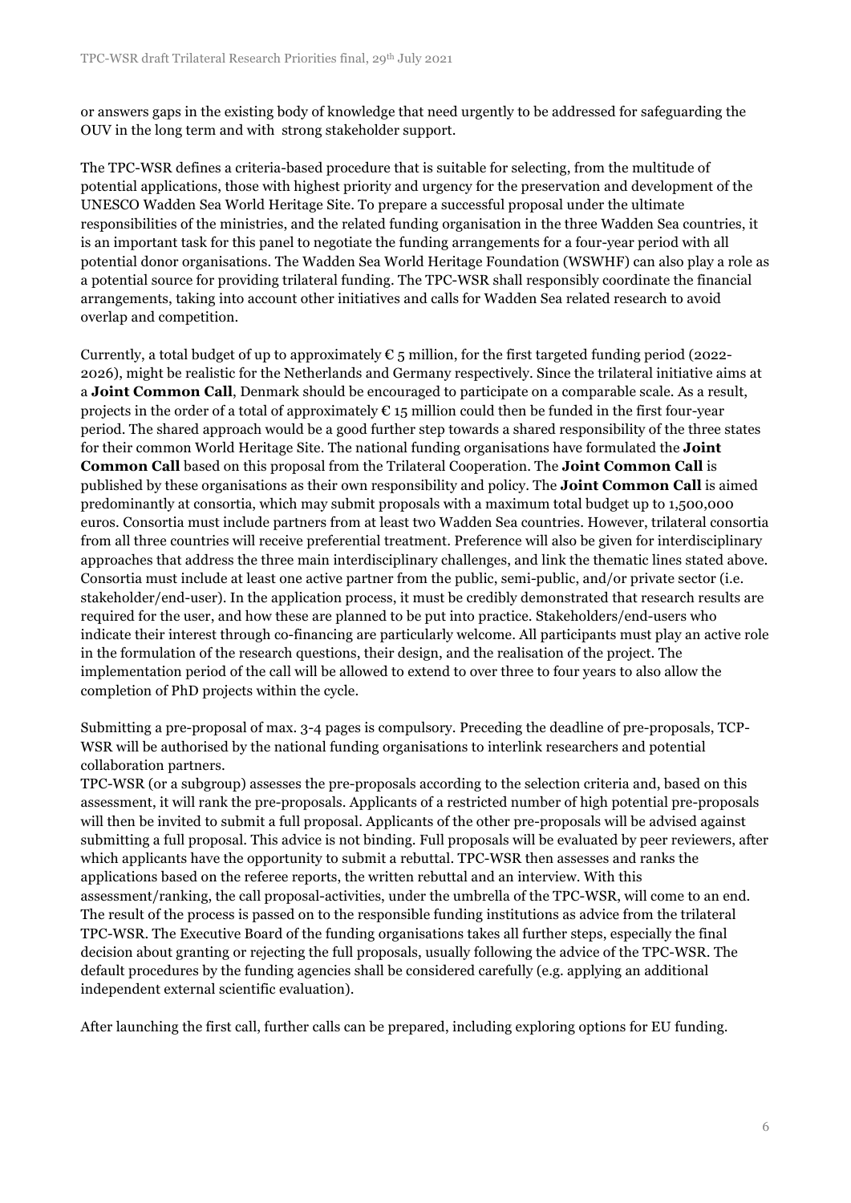or answers gaps in the existing body of knowledge that need urgently to be addressed for safeguarding the OUV in the long term and with strong stakeholder support.

The TPC-WSR defines a criteria-based procedure that is suitable for selecting, from the multitude of potential applications, those with highest priority and urgency for the preservation and development of the UNESCO Wadden Sea World Heritage Site. To prepare a successful proposal under the ultimate responsibilities of the ministries, and the related funding organisation in the three Wadden Sea countries, it is an important task for this panel to negotiate the funding arrangements for a four-year period with all potential donor organisations. The Wadden Sea World Heritage Foundation (WSWHF) can also play a role as a potential source for providing trilateral funding. The TPC-WSR shall responsibly coordinate the financial arrangements, taking into account other initiatives and calls for Wadden Sea related research to avoid overlap and competition.

Currently, a total budget of up to approximately € 5 million, for the first targeted funding period (2022-2026), might be realistic for the Netherlands and Germany respectively. Since the trilateral initiative aims at a **Joint Common Call**, Denmark should be encouraged to participate on a comparable scale. As a result, projects in the order of a total of approximately € 15 million could then be funded in the first four-year period. The shared approach would be a good further step towards a shared responsibility of the three states for their common World Heritage Site. The national funding organisations have formulated the **Joint Common Call** based on this proposal from the Trilateral Cooperation. The **Joint Common Call** is published by these organisations as their own responsibility and policy. The **Joint Common Call** is aimed predominantly at consortia, which may submit proposals with a maximum total budget up to 1,500,000 euros. Consortia must include partners from at least two Wadden Sea countries. However, trilateral consortia from all three countries will receive preferential treatment. Preference will also be given for interdisciplinary approaches that address the three main interdisciplinary challenges, and link the thematic lines stated above. Consortia must include at least one active partner from the public, semi-public, and/or private sector (i.e. stakeholder/end-user). In the application process, it must be credibly demonstrated that research results are required for the user, and how these are planned to be put into practice. Stakeholders/end-users who indicate their interest through co-financing are particularly welcome. All participants must play an active role in the formulation of the research questions, their design, and the realisation of the project. The implementation period of the call will be allowed to extend to over three to four years to also allow the completion of PhD projects within the cycle.

Submitting a pre-proposal of max. 3-4 pages is compulsory. Preceding the deadline of pre-proposals, TCP-WSR will be authorised by the national funding organisations to interlink researchers and potential collaboration partners.

TPC-WSR (or a subgroup) assesses the pre-proposals according to the selection criteria and, based on this assessment, it will rank the pre-proposals. Applicants of a restricted number of high potential pre-proposals will then be invited to submit a full proposal. Applicants of the other pre-proposals will be advised against submitting a full proposal. This advice is not binding. Full proposals will be evaluated by peer reviewers, after which applicants have the opportunity to submit a rebuttal. TPC-WSR then assesses and ranks the applications based on the referee reports, the written rebuttal and an interview. With this assessment/ranking, the call proposal-activities, under the umbrella of the TPC-WSR, will come to an end. The result of the process is passed on to the responsible funding institutions as advice from the trilateral TPC-WSR. The Executive Board of the funding organisations takes all further steps, especially the final decision about granting or rejecting the full proposals, usually following the advice of the TPC-WSR. The default procedures by the funding agencies shall be considered carefully (e.g. applying an additional independent external scientific evaluation).

After launching the first call, further calls can be prepared, including exploring options for EU funding.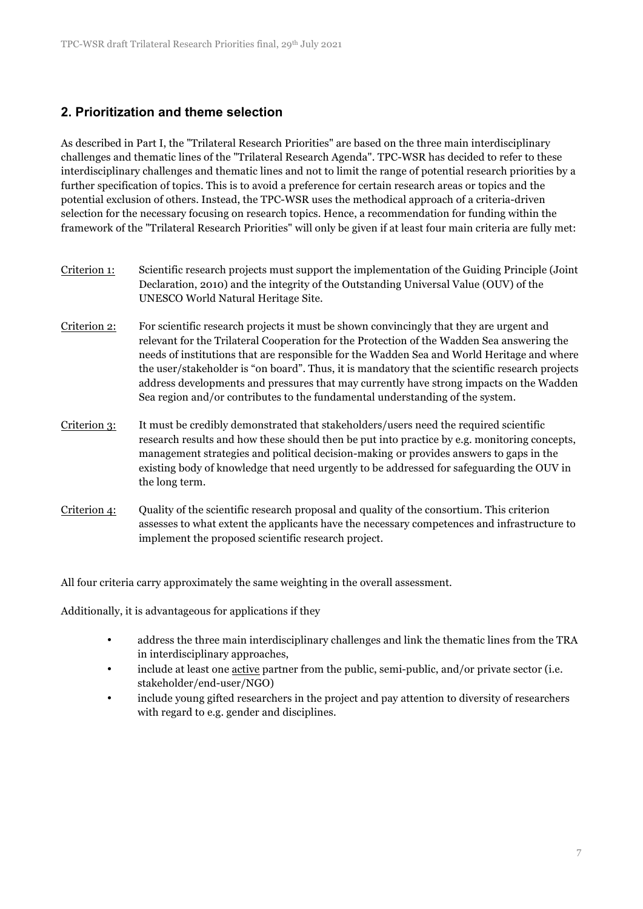## 2. Prioritization and theme selection

As described in Part I, the "Trilateral Research Priorities" are based on the three main interdisciplinary challenges and thematic lines of the "Trilateral Research Agenda". TPC-WSR has decided to refer to these interdisciplinary challenges and thematic lines and not to limit the range of potential research priorities by a further specification of topics. This is to avoid a preference for certain research areas or topics and the potential exclusion of others. Instead, the TPC-WSR uses the methodical approach of a criteria-driven selection for the necessary focusing on research topics. Hence, a recommendation for funding within the framework of the "Trilateral Research Priorities" will only be given if at least four main criteria are fully met:

Criterion 1: Scientific research projects must support the implementation of the Guiding Principle (Joint Declaration, 2010) and the integrity of the Outstanding Universal Value (OUV) of the UNESCO World Natural Heritage Site.

Criterion 2: For scientific research projects it must be shown convincingly that they are urgent and relevant for the Trilateral Cooperation for the Protection of the Wadden Sea answering the needs of institutions that are responsible for the Wadden Sea and World Heritage and where the user/stakeholder is "on board". Thus, it is mandatory that the scientific research projects address developments and pressures that may currently have strong impacts on the Wadden Sea region and/or contributes to the fundamental understanding of the system.

Criterion 3: It must be credibly demonstrated that stakeholders/users need the required scientific research results and how these should then be put into practice by e.g. monitoring concepts, management strategies and political decision-making or provides answers to gaps in the existing body of knowledge that need urgently to be addressed for safeguarding the OUV in the long term.

Criterion 4: Quality of the scientific research proposal and quality of the consortium. This criterion assesses to what extent the applicants have the necessary competences and infrastructure to implement the proposed scientific research project.

All four criteria carry approximately the same weighting in the overall assessment.

Additionally, it is advantageous for applications if they

- address the three main interdisciplinary challenges and link the thematic lines from the TRA in interdisciplinary approaches,
- include at least one active partner from the public, semi-public, and/or private sector (i.e. stakeholder/end-user/NGO)
- include young gifted researchers in the project and pay attention to diversity of researchers with regard to e.g. gender and disciplines.